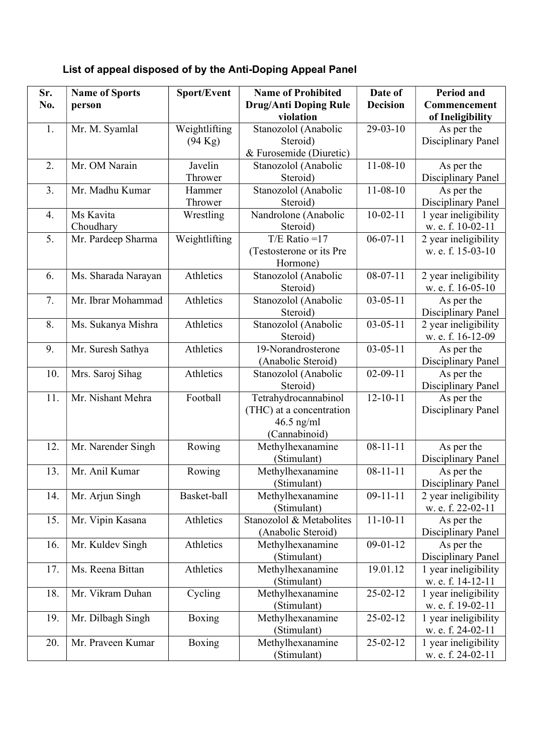## List of appeal disposed of by the Anti-Doping Appeal Panel

| Sr. No. | Name of Sports person | Sport/Event | Name of Prohibited Drug/Anti Doping Rule violation | Date of Decision | Period and Commencement of Ineligibility |
|---|---|---|---|---|---|
| 1. | Mr. M. Syamlal | Weightlifting (94 Kg) | Stanozolol (Anabolic Steroid) & Furosemide (Diuretic) | 29-03-10 | As per the Disciplinary Panel |
| 2. | Mr. OM Narain | Javelin Thrower | Stanozolol (Anabolic Steroid) | 11-08-10 | As per the Disciplinary Panel |
| 3. | Mr. Madhu Kumar | Hammer Thrower | Stanozolol (Anabolic Steroid) | 11-08-10 | As per the Disciplinary Panel |
| 4. | Ms Kavita Choudhary | Wrestling | Nandrolone (Anabolic Steroid) | 10-02-11 | 1 year ineligibility w. e. f. 10-02-11 |
| 5. | Mr. Pardeep Sharma | Weightlifting | T/E Ratio =17 (Testosterone or its Pre Hormone) | 06-07-11 | 2 year ineligibility w. e. f. 15-03-10 |
| 6. | Ms. Sharada Narayan | Athletics | Stanozolol (Anabolic Steroid) | 08-07-11 | 2 year ineligibility w. e. f. 16-05-10 |
| 7. | Mr. Ibrar Mohammad | Athletics | Stanozolol (Anabolic Steroid) | 03-05-11 | As per the Disciplinary Panel |
| 8. | Ms. Sukanya Mishra | Athletics | Stanozolol (Anabolic Steroid) | 03-05-11 | 2 year ineligibility w. e. f. 16-12-09 |
| 9. | Mr. Suresh Sathya | Athletics | 19-Norandrosterone (Anabolic Steroid) | 03-05-11 | As per the Disciplinary Panel |
| 10. | Mrs. Saroj Sihag | Athletics | Stanozolol (Anabolic Steroid) | 02-09-11 | As per the Disciplinary Panel |
| 11. | Mr. Nishant Mehra | Football | Tetrahydrocannabinol (THC) at a concentration 46.5 ng/ml (Cannabinoid) | 12-10-11 | As per the Disciplinary Panel |
| 12. | Mr. Narender Singh | Rowing | Methylhexanamine (Stimulant) | 08-11-11 | As per the Disciplinary Panel |
| 13. | Mr. Anil Kumar | Rowing | Methylhexanamine (Stimulant) | 08-11-11 | As per the Disciplinary Panel |
| 14. | Mr. Arjun Singh | Basket-ball | Methylhexanamine (Stimulant) | 09-11-11 | 2 year ineligibility w. e. f. 22-02-11 |
| 15. | Mr. Vipin Kasana | Athletics | Stanozolol & Metabolites (Anabolic Steroid) | 11-10-11 | As per the Disciplinary Panel |
| 16. | Mr. Kuldev Singh | Athletics | Methylhexanamine (Stimulant) | 09-01-12 | As per the Disciplinary Panel |
| 17. | Ms. Reena Bittan | Athletics | Methylhexanamine (Stimulant) | 19.01.12 | 1 year ineligibility w. e. f. 14-12-11 |
| 18. | Mr. Vikram Duhan | Cycling | Methylhexanamine (Stimulant) | 25-02-12 | 1 year ineligibility w. e. f. 19-02-11 |
| 19. | Mr. Dilbagh Singh | Boxing | Methylhexanamine (Stimulant) | 25-02-12 | 1 year ineligibility w. e. f. 24-02-11 |
| 20. | Mr. Praveen Kumar | Boxing | Methylhexanamine (Stimulant) | 25-02-12 | 1 year ineligibility w. e. f. 24-02-11 |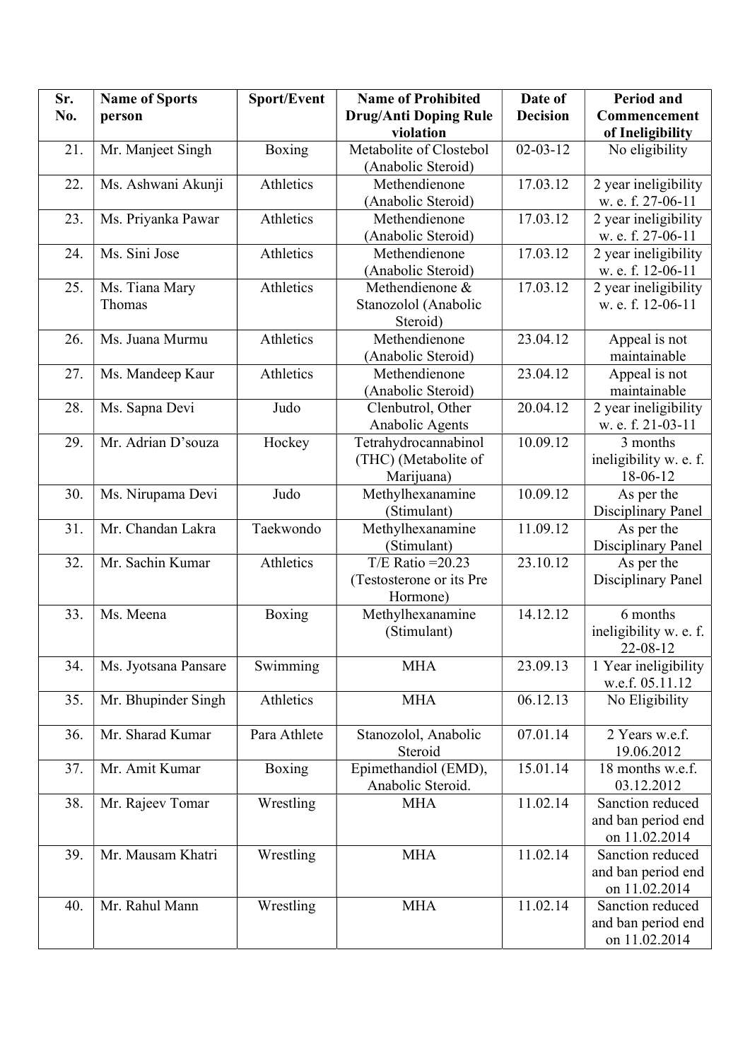| Sr. No. | Name of Sports person | Sport/Event | Name of Prohibited Drug/Anti Doping Rule violation | Date of Decision | Period and Commencement of Ineligibility |
|---|---|---|---|---|---|
| 21. | Mr. Manjeet Singh | Boxing | Metabolite of Clostebol (Anabolic Steroid) | 02-03-12 | No eligibility |
| 22. | Ms. Ashwani Akunji | Athletics | Methendienone (Anabolic Steroid) | 17.03.12 | 2 year ineligibility w. e. f. 27-06-11 |
| 23. | Ms. Priyanka Pawar | Athletics | Methendienone (Anabolic Steroid) | 17.03.12 | 2 year ineligibility w. e. f. 27-06-11 |
| 24. | Ms. Sini Jose | Athletics | Methendienone (Anabolic Steroid) | 17.03.12 | 2 year ineligibility w. e. f. 12-06-11 |
| 25. | Ms. Tiana Mary Thomas | Athletics | Methendienone & Stanozolol (Anabolic Steroid) | 17.03.12 | 2 year ineligibility w. e. f. 12-06-11 |
| 26. | Ms. Juana Murmu | Athletics | Methendienone (Anabolic Steroid) | 23.04.12 | Appeal is not maintainable |
| 27. | Ms. Mandeep Kaur | Athletics | Methendienone (Anabolic Steroid) | 23.04.12 | Appeal is not maintainable |
| 28. | Ms. Sapna Devi | Judo | Clenbutrol, Other Anabolic Agents | 20.04.12 | 2 year ineligibility w. e. f. 21-03-11 |
| 29. | Mr. Adrian D'souza | Hockey | Tetrahydrocannabinol (THC) (Metabolite of Marijuana) | 10.09.12 | 3 months ineligibility w. e. f. 18-06-12 |
| 30. | Ms. Nirupama Devi | Judo | Methylhexanamine (Stimulant) | 10.09.12 | As per the Disciplinary Panel |
| 31. | Mr. Chandan Lakra | Taekwondo | Methylhexanamine (Stimulant) | 11.09.12 | As per the Disciplinary Panel |
| 32. | Mr. Sachin Kumar | Athletics | T/E Ratio =20.23 (Testosterone or its Pre Hormone) | 23.10.12 | As per the Disciplinary Panel |
| 33. | Ms. Meena | Boxing | Methylhexanamine (Stimulant) | 14.12.12 | 6 months ineligibility w. e. f. 22-08-12 |
| 34. | Ms. Jyotsana Pansare | Swimming | MHA | 23.09.13 | 1 Year ineligibility w.e.f. 05.11.12 |
| 35. | Mr. Bhupinder Singh | Athletics | MHA | 06.12.13 | No Eligibility |
| 36. | Mr. Sharad Kumar | Para Athlete | Stanozolol, Anabolic Steroid | 07.01.14 | 2 Years w.e.f. 19.06.2012 |
| 37. | Mr. Amit Kumar | Boxing | Epimethandiol (EMD), Anabolic Steroid. | 15.01.14 | 18 months w.e.f. 03.12.2012 |
| 38. | Mr. Rajeev Tomar | Wrestling | MHA | 11.02.14 | Sanction reduced and ban period end on 11.02.2014 |
| 39. | Mr. Mausam Khatri | Wrestling | MHA | 11.02.14 | Sanction reduced and ban period end on 11.02.2014 |
| 40. | Mr. Rahul Mann | Wrestling | MHA | 11.02.14 | Sanction reduced and ban period end on 11.02.2014 |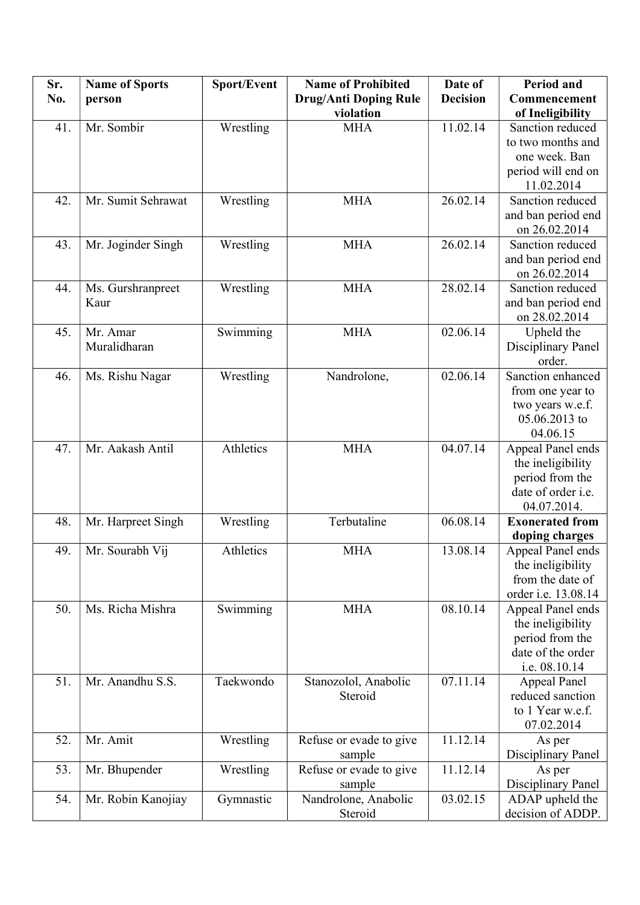| Sr. No. | Name of Sports person | Sport/Event | Name of Prohibited Drug/Anti Doping Rule violation | Date of Decision | Period and Commencement of Ineligibility |
|---|---|---|---|---|---|
| 41. | Mr. Sombir | Wrestling | MHA | 11.02.14 | Sanction reduced to two months and one week. Ban period will end on 11.02.2014 |
| 42. | Mr. Sumit Sehrawat | Wrestling | MHA | 26.02.14 | Sanction reduced and ban period end on 26.02.2014 |
| 43. | Mr. Joginder Singh | Wrestling | MHA | 26.02.14 | Sanction reduced and ban period end on 26.02.2014 |
| 44. | Ms. Gurshranpreet Kaur | Wrestling | MHA | 28.02.14 | Sanction reduced and ban period end on 28.02.2014 |
| 45. | Mr. Amar Muralidharan | Swimming | MHA | 02.06.14 | Upheld the Disciplinary Panel order. |
| 46. | Ms. Rishu Nagar | Wrestling | Nandrolone, | 02.06.14 | Sanction enhanced from one year to two years w.e.f. 05.06.2013 to 04.06.15 |
| 47. | Mr. Aakash Antil | Athletics | MHA | 04.07.14 | Appeal Panel ends the ineligibility period from the date of order i.e. 04.07.2014. |
| 48. | Mr. Harpreet Singh | Wrestling | Terbutaline | 06.08.14 | **Exonerated from doping charges** |
| 49. | Mr. Sourabh Vij | Athletics | MHA | 13.08.14 | Appeal Panel ends the ineligibility from the date of order i.e. 13.08.14 |
| 50. | Ms. Richa Mishra | Swimming | MHA | 08.10.14 | Appeal Panel ends the ineligibility period from the date of the order i.e. 08.10.14 |
| 51. | Mr. Anandhu S.S. | Taekwondo | Stanozolol, Anabolic Steroid | 07.11.14 | Appeal Panel reduced sanction to 1 Year w.e.f. 07.02.2014 |
| 52. | Mr. Amit | Wrestling | Refuse or evade to give sample | 11.12.14 | As per Disciplinary Panel |
| 53. | Mr. Bhupender | Wrestling | Refuse or evade to give sample | 11.12.14 | As per Disciplinary Panel |
| 54. | Mr. Robin Kanojiay | Gymnastic | Nandrolone, Anabolic Steroid | 03.02.15 | ADAP upheld the decision of ADDP. |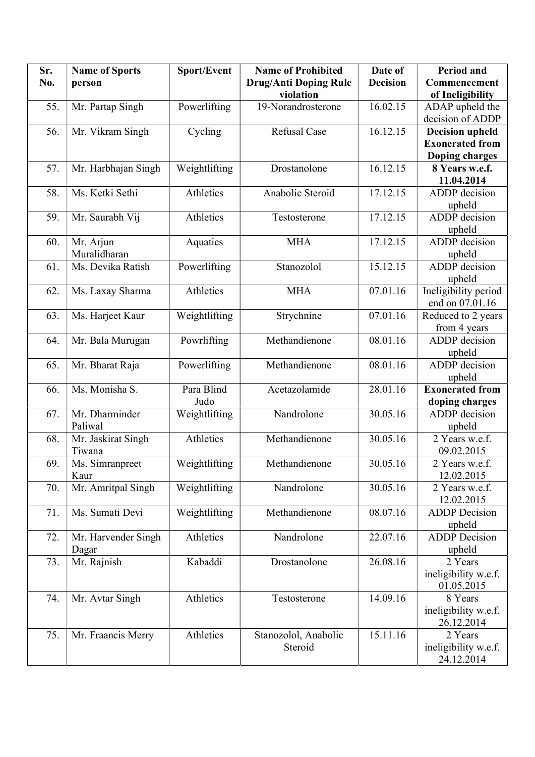| Sr. No. | Name of Sports person | Sport/Event | Name of Prohibited Drug/Anti Doping Rule violation | Date of Decision | Period and Commencement of Ineligibility |
|---|---|---|---|---|---|
| 55. | Mr. Partap Singh | Powerlifting | 19-Norandrosterone | 16.02.15 | ADAP upheld the decision of ADDP |
| 56. | Mr. Vikram Singh | Cycling | Refusal Case | 16.12.15 | **Decision upheld Exonerated from Doping charges** |
| 57. | Mr. Harbhajan Singh | Weightlifting | Drostanolone | 16.12.15 | **8 Years w.e.f. 11.04.2014** |
| 58. | Ms. Ketki Sethi | Athletics | Anabolic Steroid | 17.12.15 | ADDP decision upheld |
| 59. | Mr. Saurabh Vij | Athletics | Testosterone | 17.12.15 | ADDP decision upheld |
| 60. | Mr. Arjun Muralidharan | Aquatics | MHA | 17.12.15 | ADDP decision upheld |
| 61. | Ms. Devika Ratish | Powerlifting | Stanozolol | 15.12.15 | ADDP decision upheld |
| 62. | Ms. Laxay Sharma | Athletics | MHA | 07.01.16 | Ineligibility period end on 07.01.16 |
| 63. | Ms. Harjeet Kaur | Weightlifting | Strychnine | 07.01.16 | Reduced to 2 years from 4 years |
| 64. | Mr. Bala Murugan | Powrlifting | Methandienone | 08.01.16 | ADDP decision upheld |
| 65. | Mr. Bharat Raja | Powerlifting | Methandienone | 08.01.16 | ADDP decision upheld |
| 66. | Ms. Monisha S. | Para Blind Judo | Acetazolamide | 28.01.16 | **Exonerated from doping charges** |
| 67. | Mr. Dharminder Paliwal | Weightlifting | Nandrolone | 30.05.16 | ADDP decision upheld |
| 68. | Mr. Jaskirat Singh Tiwana | Athletics | Methandienone | 30.05.16 | 2 Years w.e.f. 09.02.2015 |
| 69. | Ms. Simranpreet Kaur | Weightlifting | Methandienone | 30.05.16 | 2 Years w.e.f. 12.02.2015 |
| 70. | Mr. Amritpal Singh | Weightlifting | Nandrolone | 30.05.16 | 2 Years w.e.f. 12.02.2015 |
| 71. | Ms. Sumati Devi | Weightlifting | Methandienone | 08.07.16 | ADDP Decision upheld |
| 72. | Mr. Harvender Singh Dagar | Athletics | Nandrolone | 22.07.16 | ADDP Decision upheld |
| 73. | Mr. Rajnish | Kabaddi | Drostanolone | 26.08.16 | 2 Years ineligibility w.e.f. 01.05.2015 |
| 74. | Mr. Avtar Singh | Athletics | Testosterone | 14.09.16 | 8 Years ineligibility w.e.f. 26.12.2014 |
| 75. | Mr. Fraancis Merry | Athletics | Stanozolol, Anabolic Steroid | 15.11.16 | 2 Years ineligibility w.e.f. 24.12.2014 |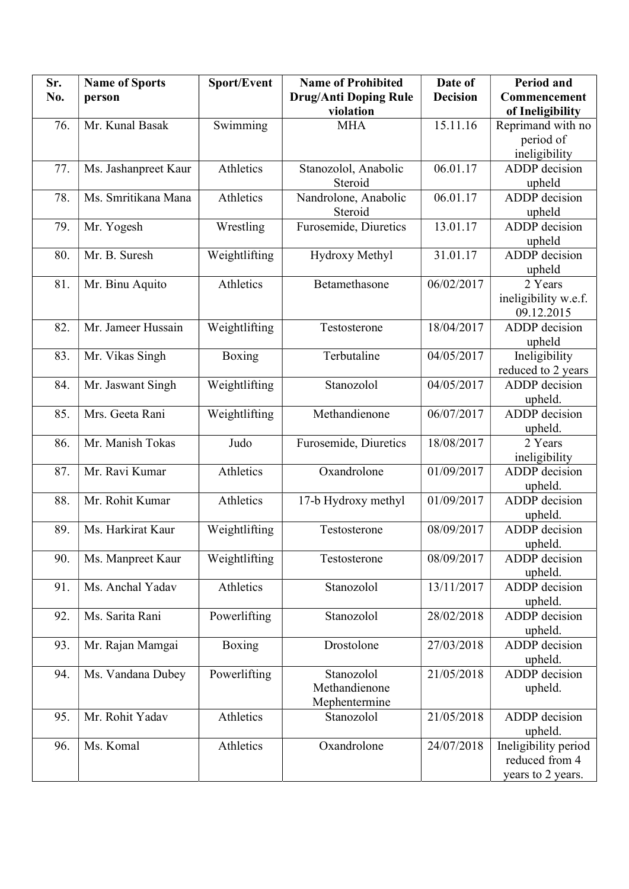| Sr. No. | Name of Sports person | Sport/Event | Name of Prohibited Drug/Anti Doping Rule violation | Date of Decision | Period and Commencement of Ineligibility |
|---|---|---|---|---|---|
| 76. | Mr. Kunal Basak | Swimming | MHA | 15.11.16 | Reprimand with no period of ineligibility |
| 77. | Ms. Jashanpreet Kaur | Athletics | Stanozolol, Anabolic Steroid | 06.01.17 | ADDP decision upheld |
| 78. | Ms. Smritikana Mana | Athletics | Nandrolone, Anabolic Steroid | 06.01.17 | ADDP decision upheld |
| 79. | Mr. Yogesh | Wrestling | Furosemide, Diuretics | 13.01.17 | ADDP decision upheld |
| 80. | Mr. B. Suresh | Weightlifting | Hydroxy Methyl | 31.01.17 | ADDP decision upheld |
| 81. | Mr. Binu Aquito | Athletics | Betamethasone | 06/02/2017 | 2 Years ineligibility w.e.f. 09.12.2015 |
| 82. | Mr. Jameer Hussain | Weightlifting | Testosterone | 18/04/2017 | ADDP decision upheld |
| 83. | Mr. Vikas Singh | Boxing | Terbutaline | 04/05/2017 | Ineligibility reduced to 2 years |
| 84. | Mr. Jaswant Singh | Weightlifting | Stanozolol | 04/05/2017 | ADDP decision upheld. |
| 85. | Mrs. Geeta Rani | Weightlifting | Methandienone | 06/07/2017 | ADDP decision upheld. |
| 86. | Mr. Manish Tokas | Judo | Furosemide, Diuretics | 18/08/2017 | 2 Years ineligibility |
| 87. | Mr. Ravi Kumar | Athletics | Oxandrolone | 01/09/2017 | ADDP decision upheld. |
| 88. | Mr. Rohit Kumar | Athletics | 17-b Hydroxy methyl | 01/09/2017 | ADDP decision upheld. |
| 89. | Ms. Harkirat Kaur | Weightlifting | Testosterone | 08/09/2017 | ADDP decision upheld. |
| 90. | Ms. Manpreet Kaur | Weightlifting | Testosterone | 08/09/2017 | ADDP decision upheld. |
| 91. | Ms. Anchal Yadav | Athletics | Stanozolol | 13/11/2017 | ADDP decision upheld. |
| 92. | Ms. Sarita Rani | Powerlifting | Stanozolol | 28/02/2018 | ADDP decision upheld. |
| 93. | Mr. Rajan Mamgai | Boxing | Drostolone | 27/03/2018 | ADDP decision upheld. |
| 94. | Ms. Vandana Dubey | Powerlifting | Stanozolol Methandienone Mephentermine | 21/05/2018 | ADDP decision upheld. |
| 95. | Mr. Rohit Yadav | Athletics | Stanozolol | 21/05/2018 | ADDP decision upheld. |
| 96. | Ms. Komal | Athletics | Oxandrolone | 24/07/2018 | Ineligibility period reduced from 4 years to 2 years. |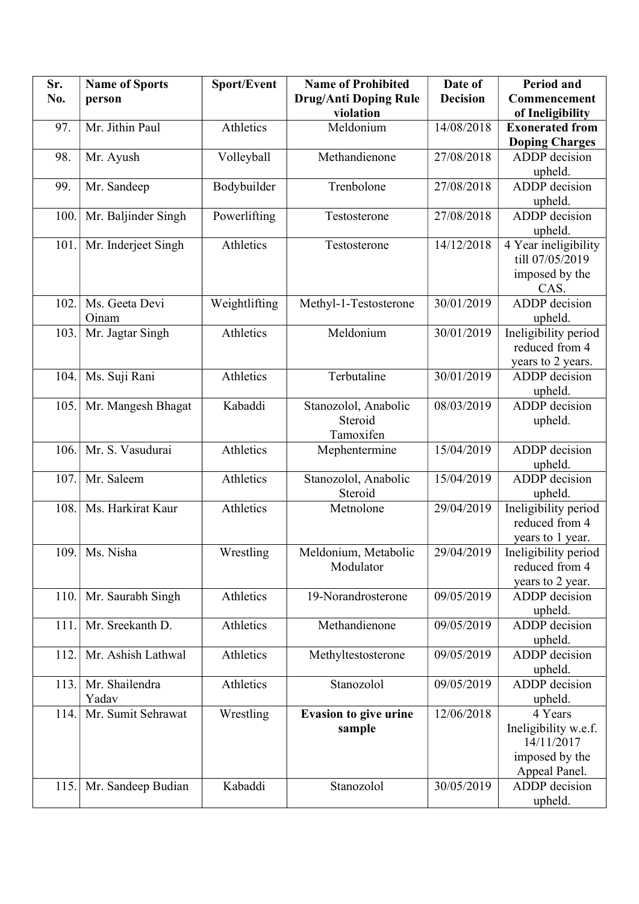| Sr. No. | Name of Sports person | Sport/Event | Name of Prohibited Drug/Anti Doping Rule violation | Date of Decision | Period and Commencement of Ineligibility |
|---|---|---|---|---|---|
| 97. | Mr. Jithin Paul | Athletics | Meldonium | 14/08/2018 | **Exonerated from Doping Charges** |
| 98. | Mr. Ayush | Volleyball | Methandienone | 27/08/2018 | ADDP decision upheld. |
| 99. | Mr. Sandeep | Bodybuilder | Trenbolone | 27/08/2018 | ADDP decision upheld. |
| 100. | Mr. Baljinder Singh | Powerlifting | Testosterone | 27/08/2018 | ADDP decision upheld. |
| 101. | Mr. Inderjeet Singh | Athletics | Testosterone | 14/12/2018 | 4 Year ineligibility till 07/05/2019 imposed by the CAS. |
| 102. | Ms. Geeta Devi Oinam | Weightlifting | Methyl-1-Testosterone | 30/01/2019 | ADDP decision upheld. |
| 103. | Mr. Jagtar Singh | Athletics | Meldonium | 30/01/2019 | Ineligibility period reduced from 4 years to 2 years. |
| 104. | Ms. Suji Rani | Athletics | Terbutaline | 30/01/2019 | ADDP decision upheld. |
| 105. | Mr. Mangesh Bhagat | Kabaddi | Stanozolol, Anabolic Steroid Tamoxifen | 08/03/2019 | ADDP decision upheld. |
| 106. | Mr. S. Vasudurai | Athletics | Mephentermine | 15/04/2019 | ADDP decision upheld. |
| 107. | Mr. Saleem | Athletics | Stanozolol, Anabolic Steroid | 15/04/2019 | ADDP decision upheld. |
| 108. | Ms. Harkirat Kaur | Athletics | Metnolone | 29/04/2019 | Ineligibility period reduced from 4 years to 1 year. |
| 109. | Ms. Nisha | Wrestling | Meldonium, Metabolic Modulator | 29/04/2019 | Ineligibility period reduced from 4 years to 2 year. |
| 110. | Mr. Saurabh Singh | Athletics | 19-Norandrosterone | 09/05/2019 | ADDP decision upheld. |
| 111. | Mr. Sreekanth D. | Athletics | Methandienone | 09/05/2019 | ADDP decision upheld. |
| 112. | Mr. Ashish Lathwal | Athletics | Methyltestosterone | 09/05/2019 | ADDP decision upheld. |
| 113. | Mr. Shailendra Yadav | Athletics | Stanozolol | 09/05/2019 | ADDP decision upheld. |
| 114. | Mr. Sumit Sehrawat | Wrestling | **Evasion to give urine sample** | 12/06/2018 | 4 Years Ineligibility w.e.f. 14/11/2017 imposed by the Appeal Panel. |
| 115. | Mr. Sandeep Budian | Kabaddi | Stanozolol | 30/05/2019 | ADDP decision upheld. |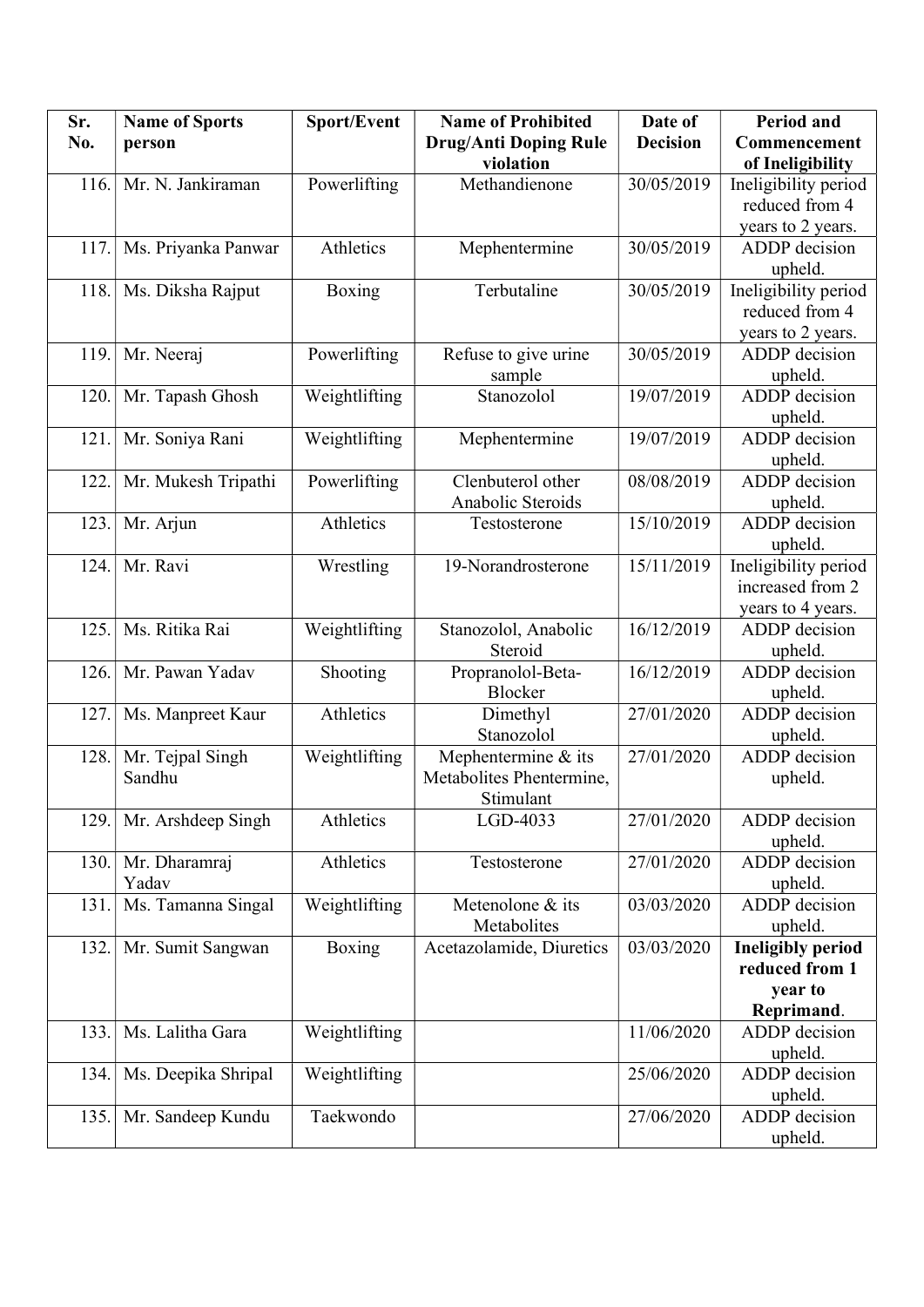| Sr. No. | Name of Sports person | Sport/Event | Name of Prohibited Drug/Anti Doping Rule violation | Date of Decision | Period and Commencement of Ineligibility |
|---|---|---|---|---|---|
| 116. | Mr. N. Jankiraman | Powerlifting | Methandienone | 30/05/2019 | Ineligibility period reduced from 4 years to 2 years. |
| 117. | Ms. Priyanka Panwar | Athletics | Mephentermine | 30/05/2019 | ADDP decision upheld. |
| 118. | Ms. Diksha Rajput | Boxing | Terbutaline | 30/05/2019 | Ineligibility period reduced from 4 years to 2 years. |
| 119. | Mr. Neeraj | Powerlifting | Refuse to give urine sample | 30/05/2019 | ADDP decision upheld. |
| 120. | Mr. Tapash Ghosh | Weightlifting | Stanozolol | 19/07/2019 | ADDP decision upheld. |
| 121. | Mr. Soniya Rani | Weightlifting | Mephentermine | 19/07/2019 | ADDP decision upheld. |
| 122. | Mr. Mukesh Tripathi | Powerlifting | Clenbuterol other Anabolic Steroids | 08/08/2019 | ADDP decision upheld. |
| 123. | Mr. Arjun | Athletics | Testosterone | 15/10/2019 | ADDP decision upheld. |
| 124. | Mr. Ravi | Wrestling | 19-Norandrosterone | 15/11/2019 | Ineligibility period increased from 2 years to 4 years. |
| 125. | Ms. Ritika Rai | Weightlifting | Stanozolol, Anabolic Steroid | 16/12/2019 | ADDP decision upheld. |
| 126. | Mr. Pawan Yadav | Shooting | Propranolol-Beta-Blocker | 16/12/2019 | ADDP decision upheld. |
| 127. | Ms. Manpreet Kaur | Athletics | Dimethyl Stanozolol | 27/01/2020 | ADDP decision upheld. |
| 128. | Mr. Tejpal Singh Sandhu | Weightlifting | Mephentermine & its Metabolites Phentermine, Stimulant | 27/01/2020 | ADDP decision upheld. |
| 129. | Mr. Arshdeep Singh | Athletics | LGD-4033 | 27/01/2020 | ADDP decision upheld. |
| 130. | Mr. Dharamraj Yadav | Athletics | Testosterone | 27/01/2020 | ADDP decision upheld. |
| 131. | Ms. Tamanna Singal | Weightlifting | Metenolone & its Metabolites | 03/03/2020 | ADDP decision upheld. |
| 132. | Mr. Sumit Sangwan | Boxing | Acetazolamide, Diuretics | 03/03/2020 | **Ineligibly period reduced from 1 year to Reprimand**. |
| 133. | Ms. Lalitha Gara | Weightlifting | | 11/06/2020 | ADDP decision upheld. |
| 134. | Ms. Deepika Shripal | Weightlifting | | 25/06/2020 | ADDP decision upheld. |
| 135. | Mr. Sandeep Kundu | Taekwondo | | 27/06/2020 | ADDP decision upheld. |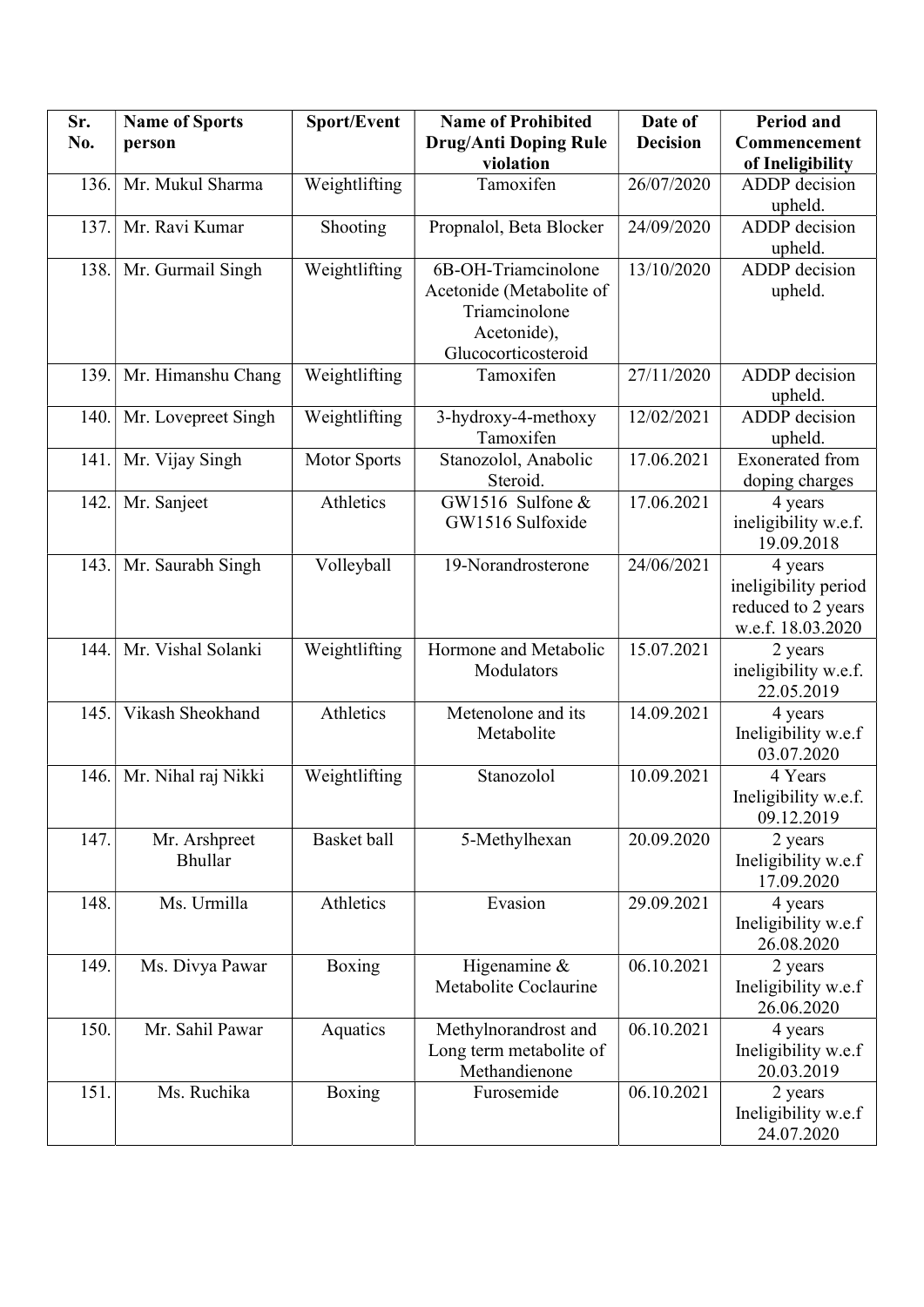| Sr. No. | Name of Sports person | Sport/Event | Name of Prohibited Drug/Anti Doping Rule violation | Date of Decision | Period and Commencement of Ineligibility |
|---|---|---|---|---|---|
| 136. | Mr. Mukul Sharma | Weightlifting | Tamoxifen | 26/07/2020 | ADDP decision upheld. |
| 137. | Mr. Ravi Kumar | Shooting | Propnalol, Beta Blocker | 24/09/2020 | ADDP decision upheld. |
| 138. | Mr. Gurmail Singh | Weightlifting | 6B-OH-Triamcinolone Acetonide (Metabolite of Triamcinolone Acetonide), Glucocorticosteroid | 13/10/2020 | ADDP decision upheld. |
| 139. | Mr. Himanshu Chang | Weightlifting | Tamoxifen | 27/11/2020 | ADDP decision upheld. |
| 140. | Mr. Lovepreet Singh | Weightlifting | 3-hydroxy-4-methoxy Tamoxifen | 12/02/2021 | ADDP decision upheld. |
| 141. | Mr. Vijay Singh | Motor Sports | Stanozolol, Anabolic Steroid. | 17.06.2021 | Exonerated from doping charges |
| 142. | Mr. Sanjeet | Athletics | GW1516 Sulfone & GW1516 Sulfoxide | 17.06.2021 | 4 years ineligibility w.e.f. 19.09.2018 |
| 143. | Mr. Saurabh Singh | Volleyball | 19-Norandrosterone | 24/06/2021 | 4 years ineligibility period reduced to 2 years w.e.f. 18.03.2020 |
| 144. | Mr. Vishal Solanki | Weightlifting | Hormone and Metabolic Modulators | 15.07.2021 | 2 years ineligibility w.e.f. 22.05.2019 |
| 145. | Vikash Sheokhand | Athletics | Metenolone and its Metabolite | 14.09.2021 | 4 years Ineligibility w.e.f 03.07.2020 |
| 146. | Mr. Nihal raj Nikki | Weightlifting | Stanozolol | 10.09.2021 | 4 Years Ineligibility w.e.f. 09.12.2019 |
| 147. | Mr. Arshpreet Bhullar | Basket ball | 5-Methylhexan | 20.09.2020 | 2 years Ineligibility w.e.f 17.09.2020 |
| 148. | Ms. Urmilla | Athletics | Evasion | 29.09.2021 | 4 years Ineligibility w.e.f 26.08.2020 |
| 149. | Ms. Divya Pawar | Boxing | Higenamine & Metabolite Coclaurine | 06.10.2021 | 2 years Ineligibility w.e.f 26.06.2020 |
| 150. | Mr. Sahil Pawar | Aquatics | Methylnorandrost and Long term metabolite of Methandienone | 06.10.2021 | 4 years Ineligibility w.e.f 20.03.2019 |
| 151. | Ms. Ruchika | Boxing | Furosemide | 06.10.2021 | 2 years Ineligibility w.e.f 24.07.2020 |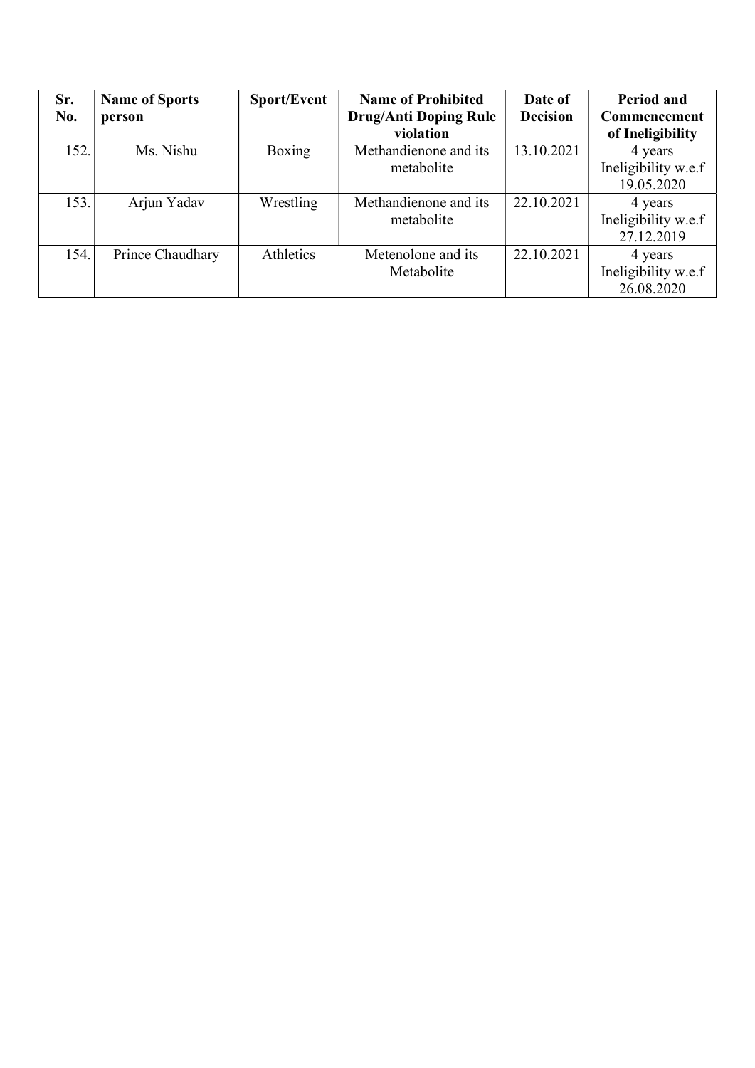| Sr. No. | Name of Sports person | Sport/Event | Name of Prohibited Drug/Anti Doping Rule violation | Date of Decision | Period and Commencement of Ineligibility |
|---|---|---|---|---|---|
| 152. | Ms. Nishu | Boxing | Methandienone and its metabolite | 13.10.2021 | 4 years Ineligibility w.e.f 19.05.2020 |
| 153. | Arjun Yadav | Wrestling | Methandienone and its metabolite | 22.10.2021 | 4 years Ineligibility w.e.f 27.12.2019 |
| 154. | Prince Chaudhary | Athletics | Metenolone and its Metabolite | 22.10.2021 | 4 years Ineligibility w.e.f 26.08.2020 |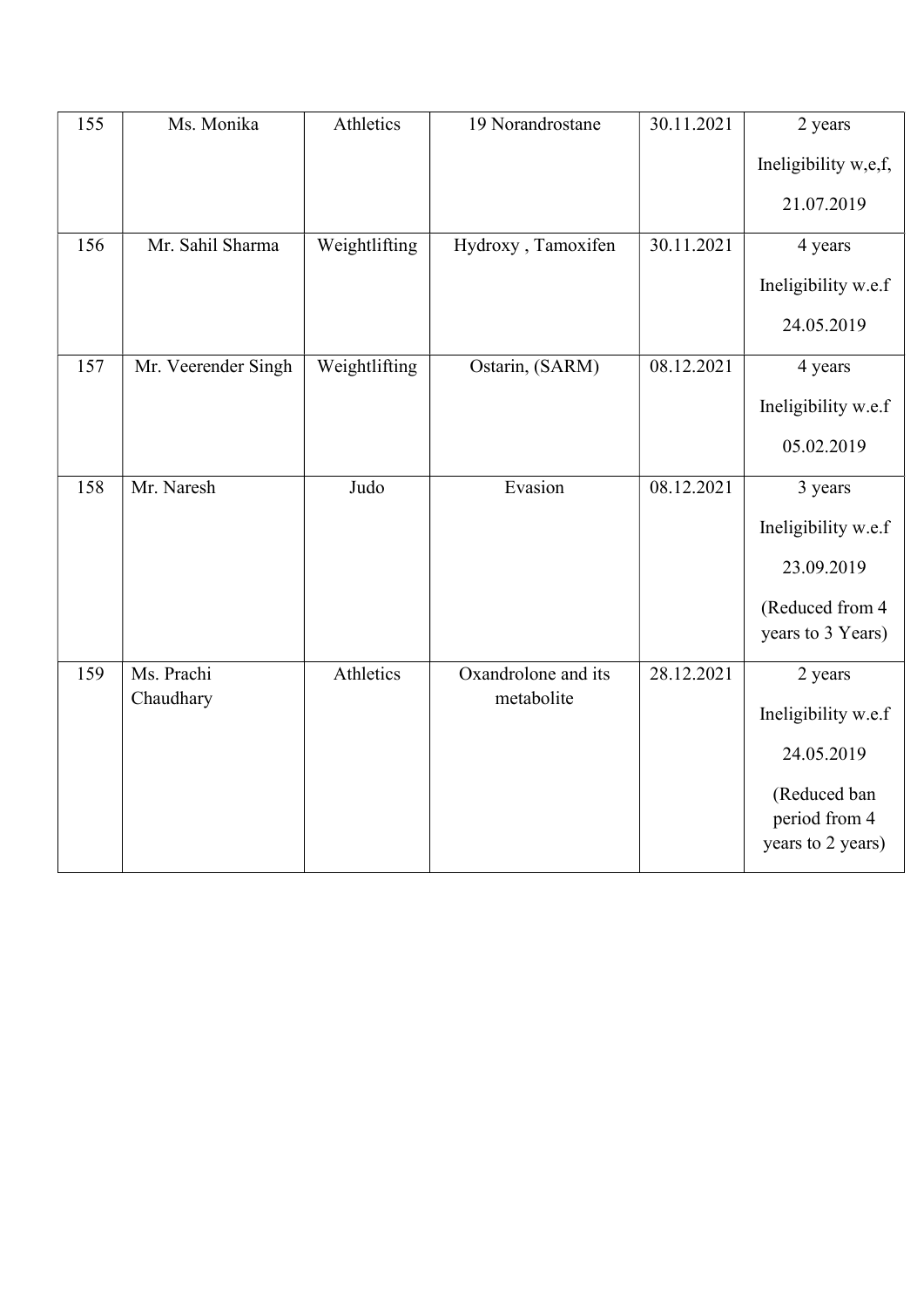| | | | | | |
|---|---|---|---|---|---|
| 155 | Ms. Monika | Athletics | 19 Norandrostane | 30.11.2021 | 2 years Ineligibility w,e,f, 21.07.2019 |
| 156 | Mr. Sahil Sharma | Weightlifting | Hydroxy , Tamoxifen | 30.11.2021 | 4 years Ineligibility w.e.f 24.05.2019 |
| 157 | Mr. Veerender Singh | Weightlifting | Ostarin, (SARM) | 08.12.2021 | 4 years Ineligibility w.e.f 05.02.2019 |
| 158 | Mr. Naresh | Judo | Evasion | 08.12.2021 | 3 years Ineligibility w.e.f 23.09.2019 (Reduced from 4 years to 3 Years) |
| 159 | Ms. Prachi Chaudhary | Athletics | Oxandrolone and its metabolite | 28.12.2021 | 2 years Ineligibility w.e.f 24.05.2019 (Reduced ban period from 4 years to 2 years) |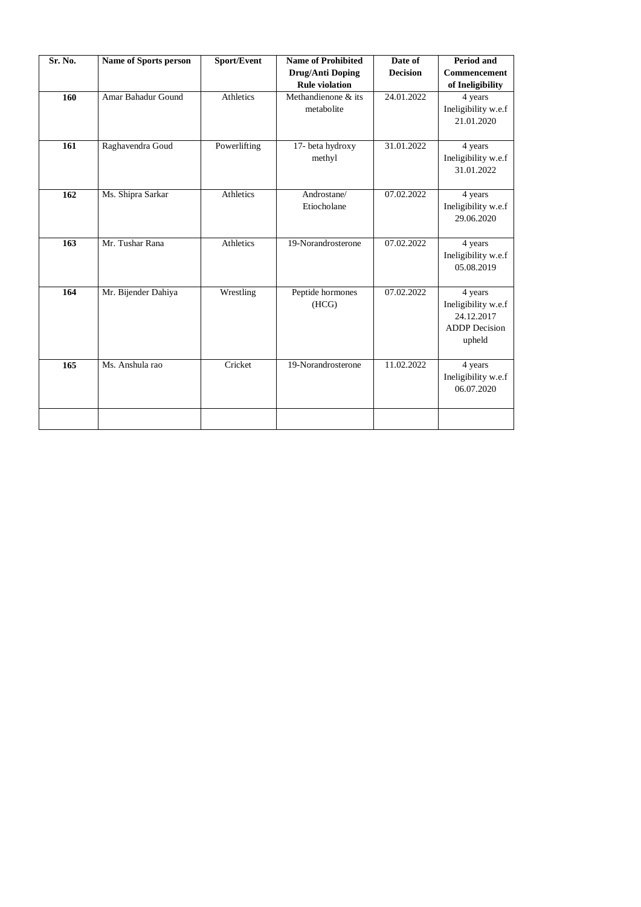| Sr. No. | Name of Sports person | Sport/Event | Name of Prohibited Drug/Anti Doping Rule violation | Date of Decision | Period and Commencement of Ineligibility |
|---|---|---|---|---|---|
| **160** | Amar Bahadur Gound | Athletics | Methandienone & its metabolite | 24.01.2022 | 4 years Ineligibility w.e.f 21.01.2020 |
| **161** | Raghavendra Goud | Powerlifting | 17- beta hydroxy methyl | 31.01.2022 | 4 years Ineligibility w.e.f 31.01.2022 |
| **162** | Ms. Shipra Sarkar | Athletics | Androstane/ Etiocholane | 07.02.2022 | 4 years Ineligibility w.e.f 29.06.2020 |
| **163** | Mr. Tushar Rana | Athletics | 19-Norandrosterone | 07.02.2022 | 4 years Ineligibility w.e.f 05.08.2019 |
| **164** | Mr. Bijender Dahiya | Wrestling | Peptide hormones (HCG) | 07.02.2022 | 4 years Ineligibility w.e.f 24.12.2017 ADDP Decision upheld |
| **165** | Ms. Anshula rao | Cricket | 19-Norandrosterone | 11.02.2022 | 4 years Ineligibility w.e.f 06.07.2020 |
| | | | | | |